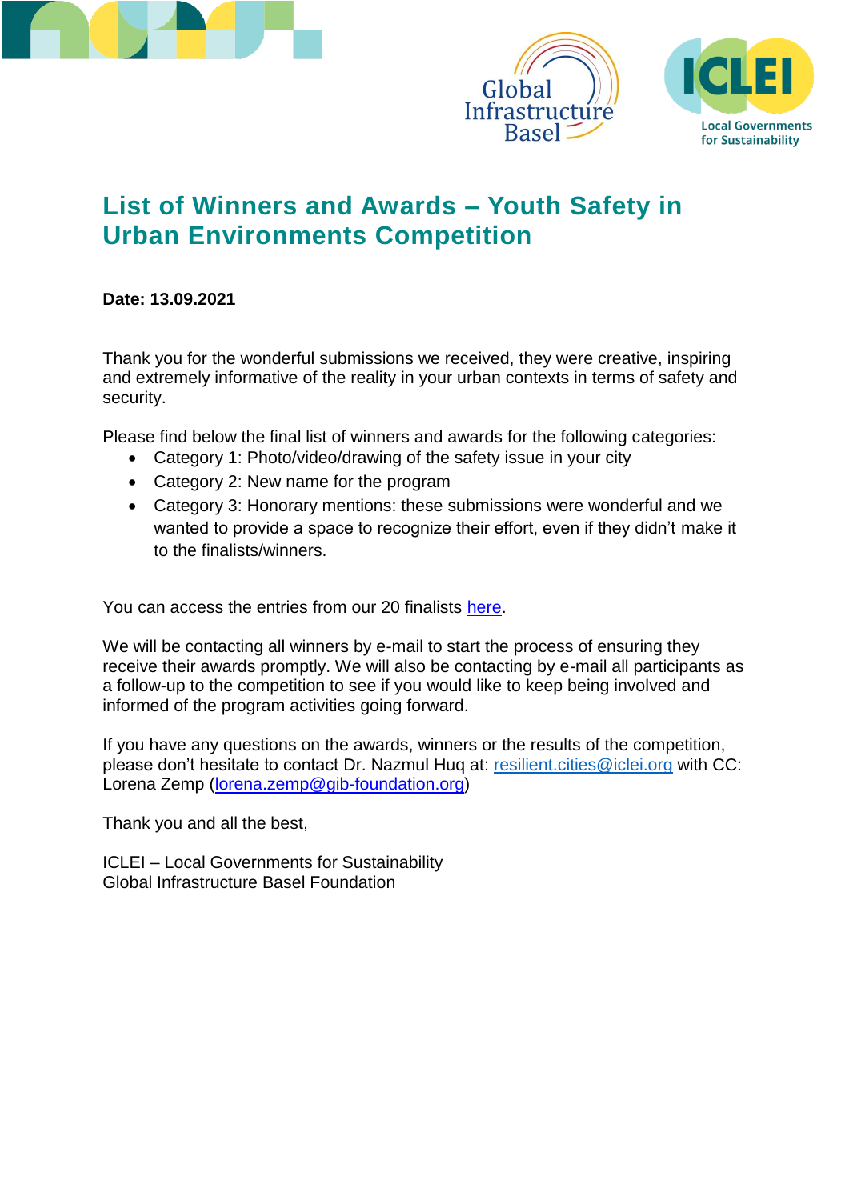# List of Winners and Awards – Youth Safety in Urban Environments Competition

**Date: 13.09.2021**

Thank you for the wonderful submissions we received, they were creative, inspiring and extremely informative of the reality in your urban contexts in terms of safety and security.

Please find below the final list of winners and awards for the following categories:

- Category 1: Photo/video/drawing of the safety issue in your city
- Category 2: New name for the program
- Category 3: Honorary mentions: these submissions were wonderful and we wanted to provide a space to recognize their effort, even if they didn't make it to the finalists/winners.

You can access the entries from our 20 finalists here.

We will be contacting all winners by e-mail to start the process of ensuring they receive their awards promptly. We will also be contacting by e-mail all participants as a follow-up to the competition to see if you would like to keep being involved and informed of the program activities going forward.

If you have any questions on the awards, winners or the results of the competition, please don't hesitate to contact Dr. Nazmul Huq at: resilient.cities@iclei.org with CC: Lorena Zemp (lorena.zemp@gib-foundation.org)

Thank you and all the best,

ICLEI – Local Governments for Sustainability
Global Infrastructure Basel Foundation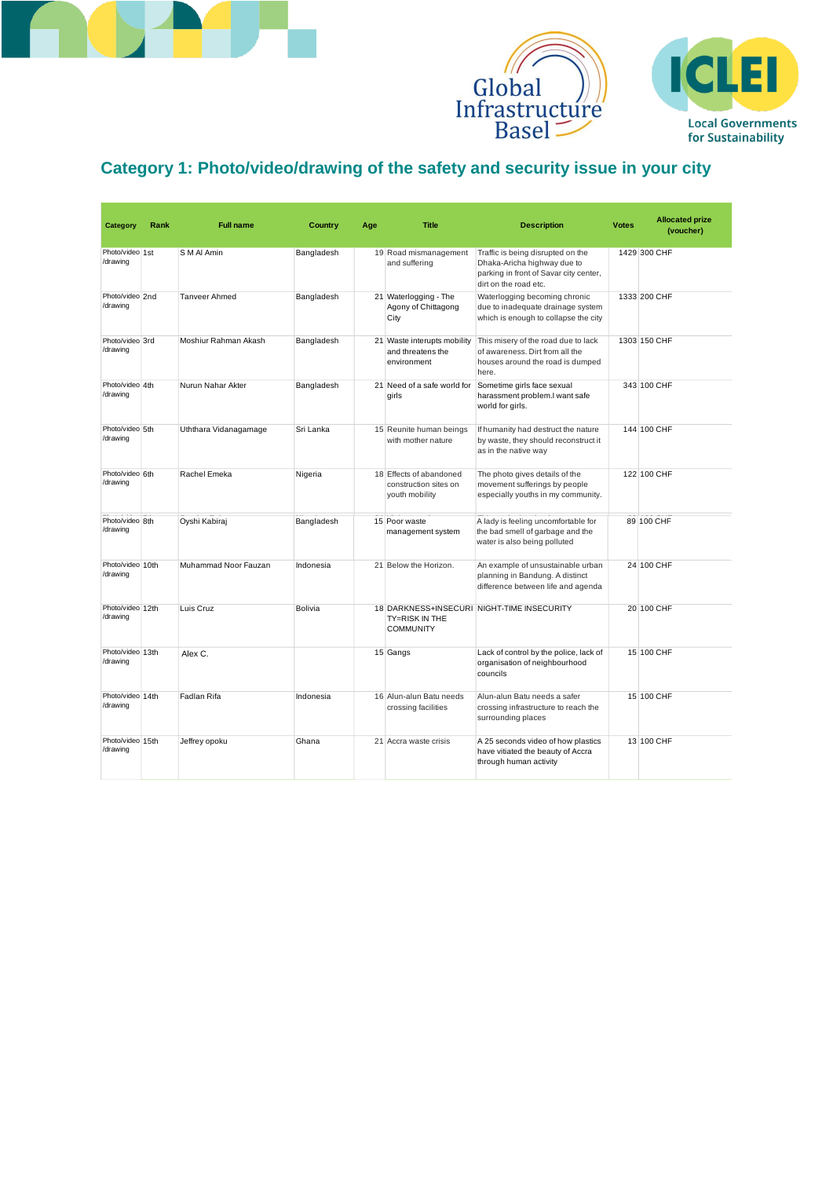## Category 1: Photo/video/drawing of the safety and security issue in your city

| Category | Rank | Full name | Country | Age | Title | Description | Votes | Allocated prize (voucher) |
|---|---|---|---|---|---|---|---|---|
| Photo/video /drawing | 1st | S M Al Amin | Bangladesh | 19 | Road mismanagement and suffering | Traffic is being disrupted on the Dhaka-Aricha highway due to parking in front of Savar city center, dirt on the road etc. | 1429 | 300 CHF |
| Photo/video /drawing | 2nd | Tanveer Ahmed | Bangladesh | 21 | Waterlogging - The Agony of Chittagong City | Waterlogging becoming chronic due to inadequate drainage system which is enough to collapse the city | 1333 | 200 CHF |
| Photo/video /drawing | 3rd | Moshiur Rahman Akash | Bangladesh | 21 | Waste interupts mobility and threatens the environment | This misery of the road due to lack of awareness. Dirt from all the houses around the road is dumped here. | 1303 | 150 CHF |
| Photo/video /drawing | 4th | Nurun Nahar Akter | Bangladesh | 21 | Need of a safe world for girls | Sometime girls face sexual harassment problem.I want safe world for girls. | 343 | 100 CHF |
| Photo/video /drawing | 5th | Uththara Vidanagamage | Sri Lanka | 15 | Reunite human beings with mother nature | If humanity had destruct the nature by waste, they should reconstruct it as in the native way | 144 | 100 CHF |
| Photo/video /drawing | 6th | Rachel Emeka | Nigeria | 18 | Effects of abandoned construction sites on youth mobility | The photo gives details of the movement sufferings by people especially youths in my community. | 122 | 100 CHF |
| Photo/video /drawing | 8th | Oyshi Kabiraj | Bangladesh | 15 | Poor waste management system | A lady is feeling uncomfortable for the bad smell of garbage and the water is also being polluted | 89 | 100 CHF |
| Photo/video /drawing | 10th | Muhammad Noor Fauzan | Indonesia | 21 | Below the Horizon. | An example of unsustainable urban planning in Bandung. A distinct difference between life and agenda | 24 | 100 CHF |
| Photo/video /drawing | 12th | Luis Cruz | Bolivia | 18 | DARKNESS+INSECURITY=RISK IN THE COMMUNITY | NIGHT-TIME INSECURITY | 20 | 100 CHF |
| Photo/video /drawing | 13th | Alex C. | | 15 | Gangs | Lack of control by the police, lack of organisation of neighbourhood councils | 15 | 100 CHF |
| Photo/video /drawing | 14th | Fadlan Rifa | Indonesia | 16 | Alun-alun Batu needs crossing facilities | Alun-alun Batu needs a safer crossing infrastructure to reach the surrounding places | 15 | 100 CHF |
| Photo/video /drawing | 15th | Jeffrey opoku | Ghana | 21 | Accra waste crisis | A 25 seconds video of how plastics have vitiated the beauty of Accra through human activity | 13 | 100 CHF |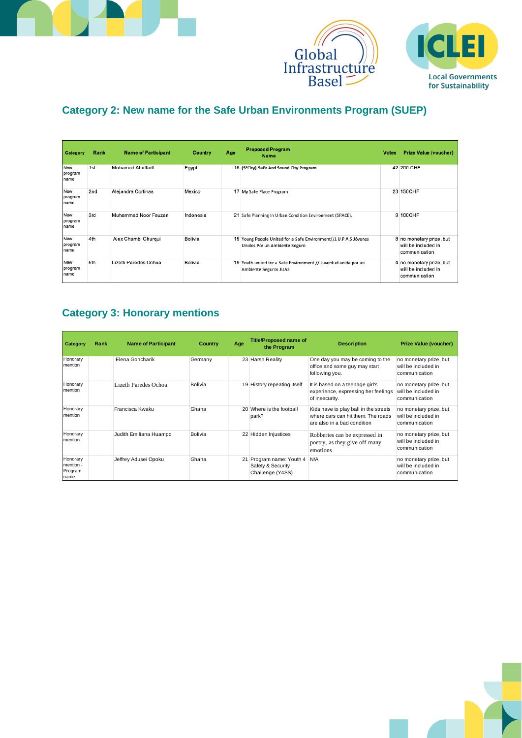## Category 2: New name for the Safe Urban Environments Program (SUEP)

| Category | Rank | Name of Participant | Country | Age | Proposed Program Name | Votes | Prize Value (voucher) |
|---|---|---|---|---|---|---|---|
| New program name | 1st | Mohamed Abulfadl | Egypt | 16 | **(S²City) Safe And Sound City Program** | 42 | 200 CHF |
| New program name | 2nd | Alejandra Cortinas | Mexico | 17 | My Safe Place Program | 23 | 150CHF |
| New program name | 3rd | Muhammad Noor Fauzan | Indonesia | 21 | Safe Planning In Urban Condition Environment (SPACE). | 9 | 100CHF |
| New program name | 4th | Alex Chambi Churqui | Bolivia | 15 | Young People United for a Safe Environment//J.U.P.A.S Jóvenes Unidos Por un Ambiente Seguro | 8 | no monetary prize, but will be included in communication |
| New program name | 5th | Lizeth Paredes Ochoa | Bolivia | 19 | Youth united for a Safe Environment // Juventud unida por un Ambiente Seguros JUAS | 4 | no monetary prize, but will be included in communication |

## Category 3: Honorary mentions

| Category | Rank | Name of Participant | Country | Age | Title/Proposed name of the Program | Description | Prize Value (voucher) |
|---|---|---|---|---|---|---|---|
| Honorary mention | | Elena Goncharik | Germany | 23 | Harsh Reality | One day you may be coming to the office and some guy may start following you. | no monetary prize, but will be included in communication |
| Honorary mention | | Lizeth Paredes Ochoa | Bolivia | 19 | History repeating itself | It is based on a teenage girl's experience, expressing her feelings of insecurity. | no monetary prize, but will be included in communication |
| Honorary mention | | Francisca Kwaku | Ghana | 20 | Where is the football park? | Kids have to play ball in the streets where cars can hit them. The roads are also in a bad condition | no monetary prize, but will be included in communication |
| Honorary mention | | Judith Emiliana Huampo | Bolivia | 22 | Hidden Injustices | Robberies can be expressed in poetry, as they give off many emotions | no monetary prize, but will be included in communication |
| Honorary mention - Program name | | Jeffrey Adusei Opoku | Ghana | 21 | Program name: Youth 4 Safety & Security Challenge (Y4SS) | N/A | no monetary prize, but will be included in communication |